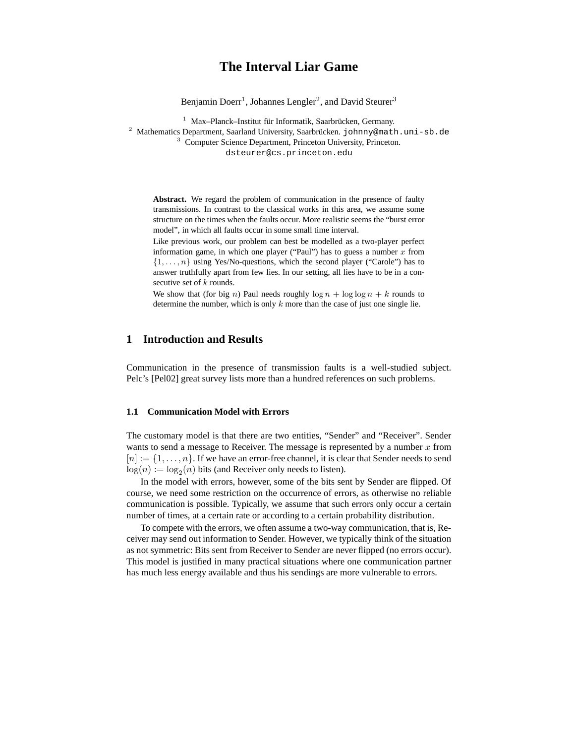# The Interval Liar Game

Benjamin Doerr[1], Johannes Lengler[2], and David Steurer[3]

[1] Max–Planck–Institut für Informatik, Saarbrücken, Germany.
[2] Mathematics Department, Saarland University, Saarbrücken. johnny@math.uni-sb.de
[3] Computer Science Department, Princeton University, Princeton. dsteurer@cs.princeton.edu

**Abstract.** We regard the problem of communication in the presence of faulty transmissions. In contrast to the classical works in this area, we assume some structure on the times when the faults occur. More realistic seems the "burst error model", in which all faults occur in some small time interval.

Like previous work, our problem can best be modelled as a two-player perfect information game, in which one player ("Paul") has to guess a number $x$ from $\{1, \ldots, n\}$ using Yes/No-questions, which the second player ("Carole") has to answer truthfully apart from few lies. In our setting, all lies have to be in a consecutive set of $k$ rounds.

We show that (for big $n$) Paul needs roughly $\log n + \log \log n + k$ rounds to determine the number, which is only $k$ more than the case of just one single lie.

## 1 Introduction and Results

Communication in the presence of transmission faults is a well-studied subject. Pelc's [Pel02] great survey lists more than a hundred references on such problems.

### 1.1 Communication Model with Errors

The customary model is that there are two entities, "Sender" and "Receiver". Sender wants to send a message to Receiver. The message is represented by a number $x$ from $[n] := \{1, \ldots, n\}$. If we have an error-free channel, it is clear that Sender needs to send $\log(n) := \log_2(n)$ bits (and Receiver only needs to listen).

In the model with errors, however, some of the bits sent by Sender are flipped. Of course, we need some restriction on the occurrence of errors, as otherwise no reliable communication is possible. Typically, we assume that such errors only occur a certain number of times, at a certain rate or according to a certain probability distribution.

To compete with the errors, we often assume a two-way communication, that is, Receiver may send out information to Sender. However, we typically think of the situation as not symmetric: Bits sent from Receiver to Sender are never flipped (no errors occur). This model is justified in many practical situations where one communication partner has much less energy available and thus his sendings are more vulnerable to errors.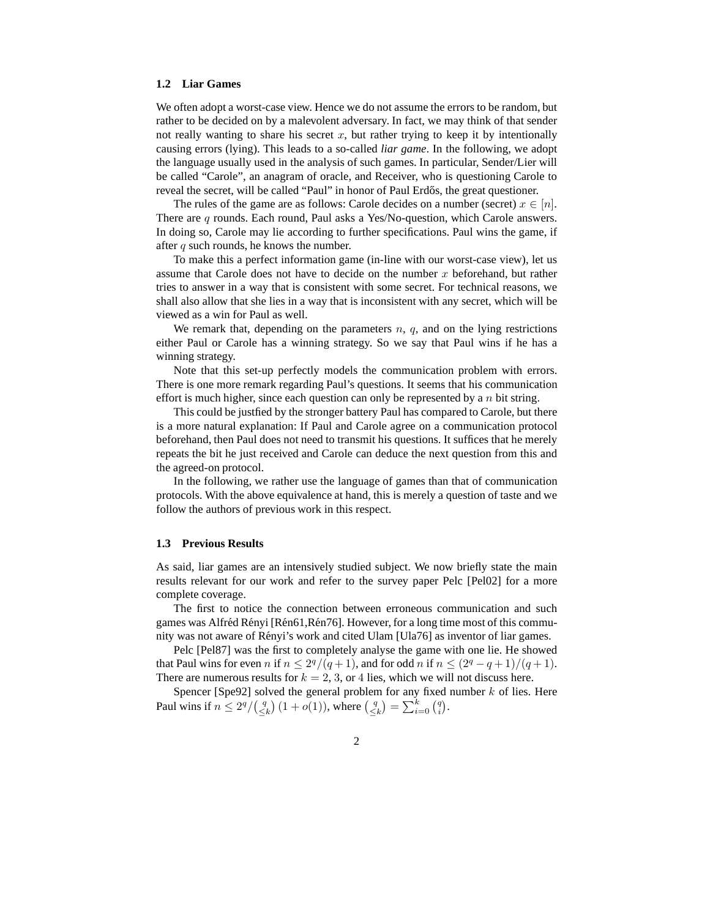### 1.2 Liar Games

We often adopt a worst-case view. Hence we do not assume the errors to be random, but rather to be decided on by a malevolent adversary. In fact, we may think of that sender not really wanting to share his secret $x$, but rather trying to keep it by intentionally causing errors (lying). This leads to a so-called *liar game*. In the following, we adopt the language usually used in the analysis of such games. In particular, Sender/Lier will be called "Carole", an anagram of oracle, and Receiver, who is questioning Carole to reveal the secret, will be called "Paul" in honor of Paul Erdős, the great questioner.

The rules of the game are as follows: Carole decides on a number (secret) $x \in [n]$. There are $q$ rounds. Each round, Paul asks a Yes/No-question, which Carole answers. In doing so, Carole may lie according to further specifications. Paul wins the game, if after $q$ such rounds, he knows the number.

To make this a perfect information game (in-line with our worst-case view), let us assume that Carole does not have to decide on the number $x$ beforehand, but rather tries to answer in a way that is consistent with some secret. For technical reasons, we shall also allow that she lies in a way that is inconsistent with any secret, which will be viewed as a win for Paul as well.

We remark that, depending on the parameters $n$, $q$, and on the lying restrictions either Paul or Carole has a winning strategy. So we say that Paul wins if he has a winning strategy.

Note that this set-up perfectly models the communication problem with errors. There is one more remark regarding Paul's questions. It seems that his communication effort is much higher, since each question can only be represented by a $n$ bit string.

This could be justfied by the stronger battery Paul has compared to Carole, but there is a more natural explanation: If Paul and Carole agree on a communication protocol beforehand, then Paul does not need to transmit his questions. It suffices that he merely repeats the bit he just received and Carole can deduce the next question from this and the agreed-on protocol.

In the following, we rather use the language of games than that of communication protocols. With the above equivalence at hand, this is merely a question of taste and we follow the authors of previous work in this respect.

### 1.3 Previous Results

As said, liar games are an intensively studied subject. We now briefly state the main results relevant for our work and refer to the survey paper Pelc [Pel02] for a more complete coverage.

The first to notice the connection between erroneous communication and such games was Alfréd Rényi [Rén61,Rén76]. However, for a long time most of this community was not aware of Rényi's work and cited Ulam [Ula76] as inventor of liar games.

Pelc [Pel87] was the first to completely analyse the game with one lie. He showed that Paul wins for even $n$ if $n \leq 2^q/(q+1)$, and for odd $n$ if $n \leq (2^q - q + 1)/(q+1)$. There are numerous results for $k = 2$, $3$, or $4$ lies, which we will not discuss here.

Spencer [Spe92] solved the general problem for any fixed number $k$ of lies. Here Paul wins if $n \leq 2^q / \binom{q}{\leq k} (1 + o(1))$, where $\binom{q}{\leq k} = \sum_{i=0}^{k} \binom{q}{i}$.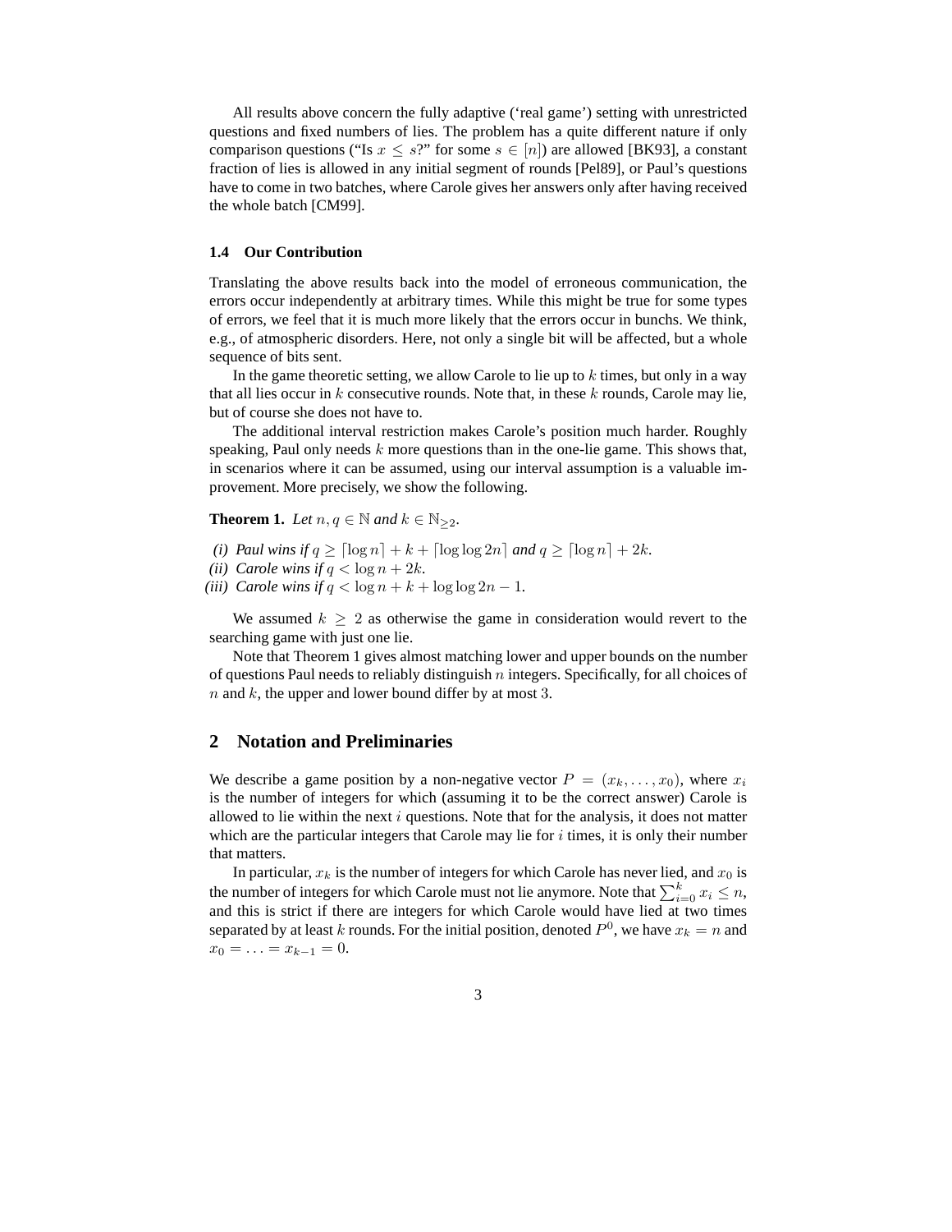All results above concern the fully adaptive ('real game') setting with unrestricted questions and fixed numbers of lies. The problem has a quite different nature if only comparison questions ("Is $x \leq s$?" for some $s \in [n]$) are allowed [BK93], a constant fraction of lies is allowed in any initial segment of rounds [Pel89], or Paul's questions have to come in two batches, where Carole gives her answers only after having received the whole batch [CM99].

### 1.4 Our Contribution

Translating the above results back into the model of erroneous communication, the errors occur independently at arbitrary times. While this might be true for some types of errors, we feel that it is much more likely that the errors occur in bunchs. We think, e.g., of atmospheric disorders. Here, not only a single bit will be affected, but a whole sequence of bits sent.

In the game theoretic setting, we allow Carole to lie up to $k$ times, but only in a way that all lies occur in $k$ consecutive rounds. Note that, in these $k$ rounds, Carole may lie, but of course she does not have to.

The additional interval restriction makes Carole's position much harder. Roughly speaking, Paul only needs $k$ more questions than in the one-lie game. This shows that, in scenarios where it can be assumed, using our interval assumption is a valuable improvement. More precisely, we show the following.

**Theorem 1.** *Let $n, q \in \mathbb{N}$ and $k \in \mathbb{N}_{\geq 2}$.*

*(i) Paul wins if $q \geq \lceil \log n \rceil + k + \lceil \log \log 2n \rceil$ and $q \geq \lceil \log n \rceil + 2k$.*
*(ii) Carole wins if $q < \log n + 2k$.*
*(iii) Carole wins if $q < \log n + k + \log \log 2n - 1$.*

We assumed $k \geq 2$ as otherwise the game in consideration would revert to the searching game with just one lie.

Note that Theorem 1 gives almost matching lower and upper bounds on the number of questions Paul needs to reliably distinguish $n$ integers. Specifically, for all choices of $n$ and $k$, the upper and lower bound differ by at most 3.

## 2 Notation and Preliminaries

We describe a game position by a non-negative vector $P = (x_k, \ldots, x_0)$, where $x_i$ is the number of integers for which (assuming it to be the correct answer) Carole is allowed to lie within the next $i$ questions. Note that for the analysis, it does not matter which are the particular integers that Carole may lie for $i$ times, it is only their number that matters.

In particular, $x_k$ is the number of integers for which Carole has never lied, and $x_0$ is the number of integers for which Carole must not lie anymore. Note that $\sum_{i=0}^{k} x_i \leq n$, and this is strict if there are integers for which Carole would have lied at two times separated by at least $k$ rounds. For the initial position, denoted $P^0$, we have $x_k = n$ and $x_0 = \ldots = x_{k-1} = 0$.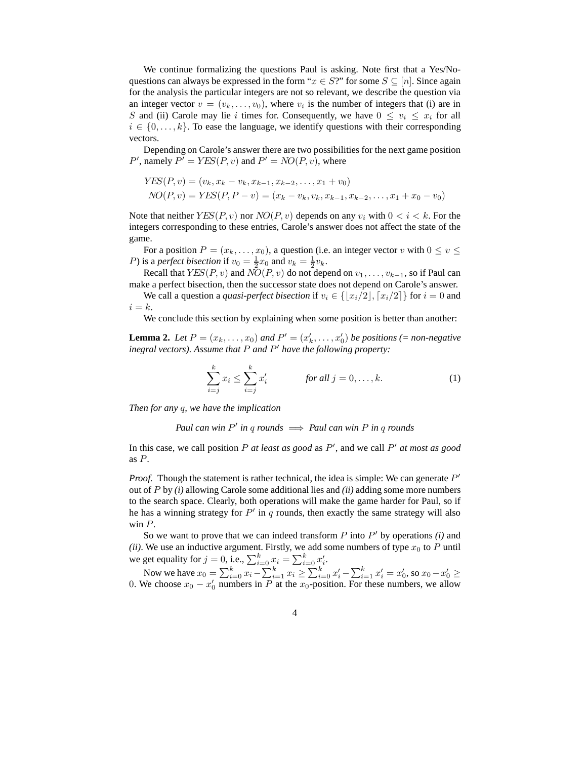We continue formalizing the questions Paul is asking. Note first that a Yes/No-questions can always be expressed in the form "$x \in S$?" for some $S \subseteq [n]$. Since again for the analysis the particular integers are not so relevant, we describe the question via an integer vector $v = (v_k, \ldots, v_0)$, where $v_i$ is the number of integers that (i) are in $S$ and (ii) Carole may lie $i$ times for. Consequently, we have $0 \leq v_i \leq x_i$ for all $i \in \{0, \ldots, k\}$. To ease the language, we identify questions with their corresponding vectors.

Depending on Carole's answer there are two possibilities for the next game position $P'$, namely $P' = YES(P, v)$ and $P' = NO(P, v)$, where

$$
\begin{aligned}
YES(P, v) &= (v_k, x_k - v_k, x_{k-1}, x_{k-2}, \ldots, x_1 + v_0) \\
NO(P, v) &= YES(P, P - v) = (x_k - v_k, v_k, x_{k-1}, x_{k-2}, \ldots, x_1 + x_0 - v_0)
\end{aligned}
$$

Note that neither $YES(P, v)$ nor $NO(P, v)$ depends on any $v_i$ with $0 < i < k$. For the integers corresponding to these entries, Carole's answer does not affect the state of the game.

For a position $P = (x_k, \ldots, x_0)$, a question (i.e. an integer vector $v$ with $0 \leq v \leq P$) is a *perfect bisection* if $v_0 = \frac{1}{2}x_0$ and $v_k = \frac{1}{2}v_k$.

Recall that $YES(P, v)$ and $NO(P, v)$ do not depend on $v_1, \ldots, v_{k-1}$, so if Paul can make a perfect bisection, then the successor state does not depend on Carole's answer.

We call a question a *quasi-perfect bisection* if $v_i \in \{\lfloor x_i/2 \rfloor, \lceil x_i/2 \rceil\}$ for $i = 0$ and $i = k$.

We conclude this section by explaining when some position is better than another:

**Lemma 2.** *Let $P = (x_k, \ldots, x_0)$ and $P' = (x'_k, \ldots, x'_0)$ be positions (= non-negative inegral vectors). Assume that $P$ and $P'$ have the following property:*

$$
\sum_{i=j}^{k} x_i \leq \sum_{i=j}^{k} x'_i \qquad \textit{for all } j = 0, \ldots, k. \tag{1}
$$

*Then for any $q$, we have the implication*

*Paul can win $P'$ in $q$ rounds $\implies$ Paul can win $P$ in $q$ rounds*

In this case, we call position $P$ *at least as good* as $P'$, and we call $P'$ *at most as good* as $P$.

*Proof.* Though the statement is rather technical, the idea is simple: We can generate $P'$ out of $P$ by *(i)* allowing Carole some additional lies and *(ii)* adding some more numbers to the search space. Clearly, both operations will make the game harder for Paul, so if he has a winning strategy for $P'$ in $q$ rounds, then exactly the same strategy will also win $P$.

So we want to prove that we can indeed transform $P$ into $P'$ by operations *(i)* and *(ii)*. We use an inductive argument. Firstly, we add some numbers of type $x_0$ to $P$ until we get equality for $j = 0$, i.e., $\sum_{i=0}^{k} x_i = \sum_{i=0}^{k} x'_i$.

Now we have $x_0 = \sum_{i=0}^{k} x_i - \sum_{i=1}^{k} x_i \geq \sum_{i=0}^{k} x'_i - \sum_{i=1}^{k} x'_i = x'_0$, so $x_0 - x'_0 \geq 0$. We choose $x_0 - x'_0$ numbers in $P$ at the $x_0$-position. For these numbers, we allow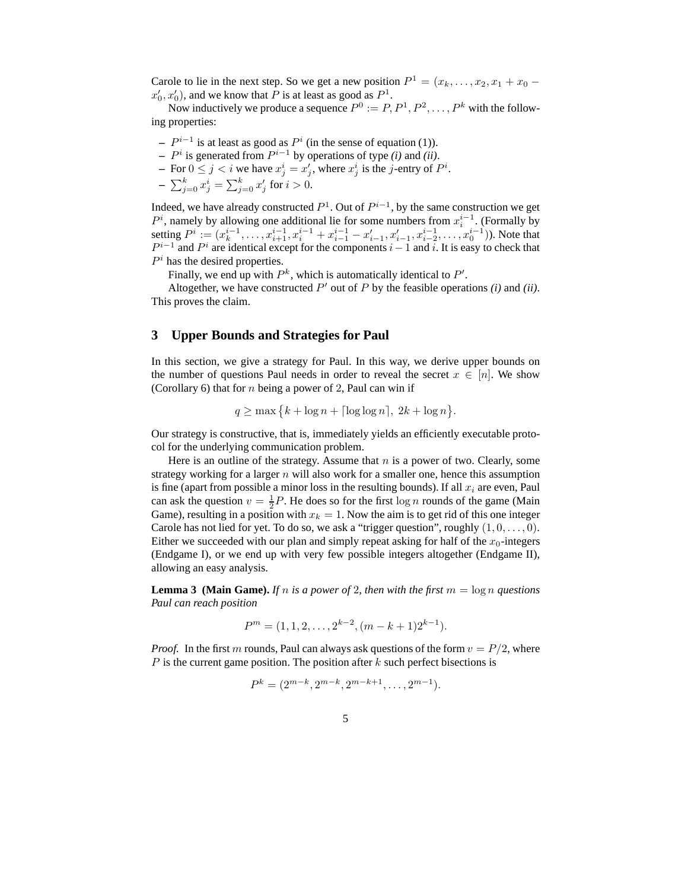Carole to lie in the next step. So we get a new position $P^1 = (x_k, \ldots, x_2, x_1 + x_0 - x'_0, x'_0)$, and we know that $P$ is at least as good as $P^1$.

Now inductively we produce a sequence $P^0 := P, P^1, P^2, \ldots, P^k$ with the following properties:

- $P^{i-1}$ is at least as good as $P^i$ (in the sense of equation (1)).
- $P^i$ is generated from $P^{i-1}$ by operations of type *(i)* and *(ii)*.
- For $0 \leq j < i$ we have $x^i_j = x'_j$, where $x^i_j$ is the $j$-entry of $P^i$.
- $\sum_{j=0}^{k} x^i_j = \sum_{j=0}^{k} x'_j$ for $i > 0$.

Indeed, we have already constructed $P^1$. Out of $P^{i-1}$, by the same construction we get $P^i$, namely by allowing one additional lie for some numbers from $x^{i-1}_i$. (Formally by setting $P^i := (x^{i-1}_k, \ldots, x^{i-1}_{i+1}, x^{i-1}_i + x^{i-1}_{i-1} - x'_{i-1}, x'_{i-1}, x^{i-1}_{i-2}, \ldots, x^{i-1}_0)$). Note that $P^{i-1}$ and $P^i$ are identical except for the components $i-1$ and $i$. It is easy to check that $P^i$ has the desired properties.

Finally, we end up with $P^k$, which is automatically identical to $P'$.

Altogether, we have constructed $P'$ out of $P$ by the feasible operations *(i)* and *(ii)*. This proves the claim.

## 3 Upper Bounds and Strategies for Paul

In this section, we give a strategy for Paul. In this way, we derive upper bounds on the number of questions Paul needs in order to reveal the secret $x \in [n]$. We show (Corollary 6) that for $n$ being a power of 2, Paul can win if

$$q \geq \max\{k + \log n + \lceil \log\log n \rceil,\ 2k + \log n\}.$$

Our strategy is constructive, that is, immediately yields an efficiently executable protocol for the underlying communication problem.

Here is an outline of the strategy. Assume that $n$ is a power of two. Clearly, some strategy working for a larger $n$ will also work for a smaller one, hence this assumption is fine (apart from possible a minor loss in the resulting bounds). If all $x_i$ are even, Paul can ask the question $v = \frac{1}{2}P$. He does so for the first $\log n$ rounds of the game (Main Game), resulting in a position with $x_k = 1$. Now the aim is to get rid of this one integer Carole has not lied for yet. To do so, we ask a "trigger question", roughly $(1, 0, \ldots, 0)$. Either we succeeded with our plan and simply repeat asking for half of the $x_0$-integers (Endgame I), or we end up with very few possible integers altogether (Endgame II), allowing an easy analysis.

**Lemma 3 (Main Game).** *If $n$ is a power of 2, then with the first $m = \log n$ questions Paul can reach position*

$$P^m = (1, 1, 2, \ldots, 2^{k-2}, (m-k+1)2^{k-1}).$$

*Proof.* In the first $m$ rounds, Paul can always ask questions of the form $v = P/2$, where $P$ is the current game position. The position after $k$ such perfect bisections is

$$P^k = (2^{m-k}, 2^{m-k}, 2^{m-k+1}, \ldots, 2^{m-1}).$$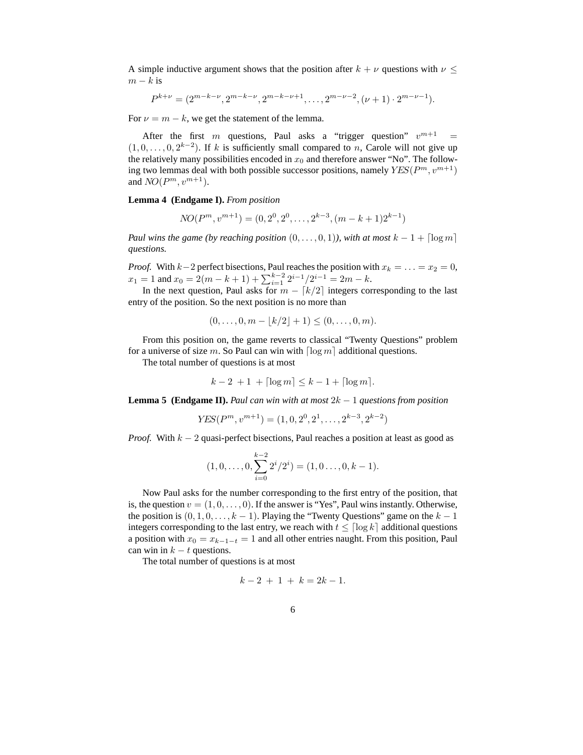A simple inductive argument shows that the position after $k + \nu$ questions with $\nu \leq m - k$ is

$$P^{k+\nu} = (2^{m-k-\nu}, 2^{m-k-\nu}, 2^{m-k-\nu+1}, \ldots, 2^{m-\nu-2}, (\nu + 1) \cdot 2^{m-\nu-1}).$$

For $\nu = m - k$, we get the statement of the lemma.

After the first $m$ questions, Paul asks a "trigger question" $v^{m+1} = (1, 0, \ldots, 0, 2^{k-2})$. If $k$ is sufficiently small compared to $n$, Carole will not give up the relatively many possibilities encoded in $x_0$ and therefore answer "No". The following two lemmas deal with both possible successor positions, namely $YES(P^m, v^{m+1})$ and $NO(P^m, v^{m+1})$.

**Lemma 4 (Endgame I).** *From position*

$$NO(P^m, v^{m+1}) = (0, 2^0, 2^0, \ldots, 2^{k-3}, (m - k + 1)2^{k-1})$$

*Paul wins the game (by reaching position* $(0, \ldots, 0, 1)$*), with at most* $k - 1 + \lceil \log m \rceil$ *questions.*

*Proof.* With $k-2$ perfect bisections, Paul reaches the position with $x_k = \ldots = x_2 = 0$, $x_1 = 1$ and $x_0 = 2(m - k + 1) + \sum_{i=1}^{k-2} 2^{i-1}/2^{i-1} = 2m - k$.

In the next question, Paul asks for $m - \lceil k/2 \rceil$ integers corresponding to the last entry of the position. So the next position is no more than

$$(0, \ldots, 0, m - \lfloor k/2 \rfloor + 1) \leq (0, \ldots, 0, m).$$

From this position on, the game reverts to classical "Twenty Questions" problem for a universe of size $m$. So Paul can win with $\lceil \log m \rceil$ additional questions.

The total number of questions is at most

$$k - 2 \ + 1 \ + \lceil \log m \rceil \leq k - 1 + \lceil \log m \rceil.$$

**Lemma 5 (Endgame II).** *Paul can win with at most* $2k - 1$ *questions from position*

$$YES(P^m, v^{m+1}) = (1, 0, 2^0, 2^1, \ldots, 2^{k-3}, 2^{k-2})$$

*Proof.* With $k - 2$ quasi-perfect bisections, Paul reaches a position at least as good as

$$(1, 0, \ldots, 0, \sum_{i=0}^{k-2} 2^i/2^i) = (1, 0 \ldots, 0, k - 1).$$

Now Paul asks for the number corresponding to the first entry of the position, that is, the question $v = (1, 0, \ldots, 0)$. If the answer is "Yes", Paul wins instantly. Otherwise, the position is $(0, 1, 0, \ldots, k - 1)$. Playing the "Twenty Questions" game on the $k - 1$ integers corresponding to the last entry, we reach with $t \leq \lceil \log k \rceil$ additional questions a position with $x_0 = x_{k-1-t} = 1$ and all other entries naught. From this position, Paul can win in $k - t$ questions.

The total number of questions is at most

$$k - 2 \ + \ 1 \ + \ k = 2k - 1.$$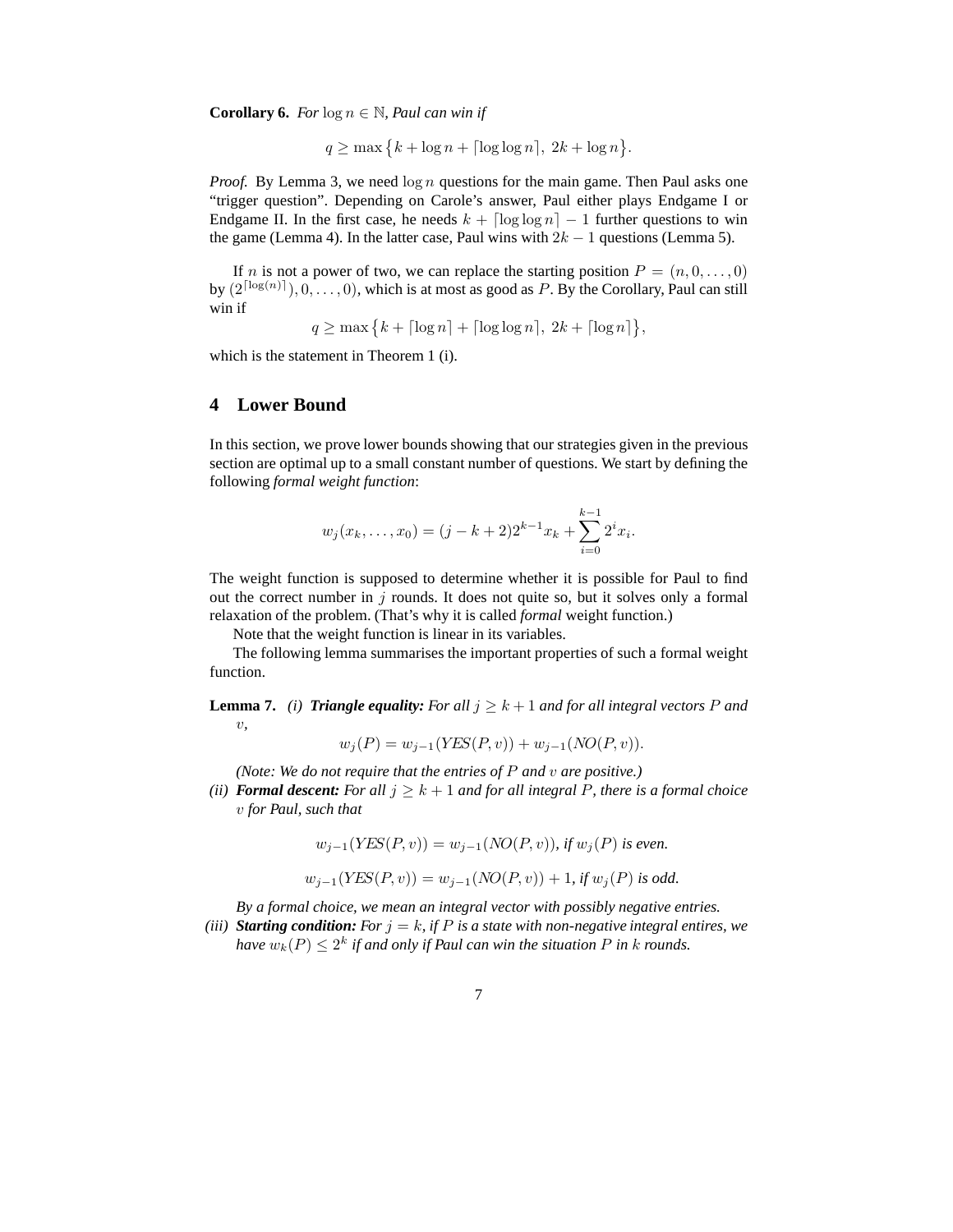**Corollary 6.** *For $\log n \in \mathbb{N}$, Paul can win if*

$$q \geq \max\left\{k + \log n + \lceil \log \log n \rceil,\ 2k + \log n\right\}.$$

*Proof.* By Lemma 3, we need $\log n$ questions for the main game. Then Paul asks one "trigger question". Depending on Carole's answer, Paul either plays Endgame I or Endgame II. In the first case, he needs $k + \lceil \log \log n \rceil - 1$ further questions to win the game (Lemma 4). In the latter case, Paul wins with $2k - 1$ questions (Lemma 5).

If $n$ is not a power of two, we can replace the starting position $P = (n, 0, \ldots, 0)$ by $(2^{\lceil \log(n) \rceil}), 0, \ldots, 0)$, which is at most as good as $P$. By the Corollary, Paul can still win if

$$q \geq \max\left\{k + \lceil \log n \rceil + \lceil \log \log n \rceil,\ 2k + \lceil \log n \rceil\right\},$$

which is the statement in Theorem 1 (i).

## 4 Lower Bound

In this section, we prove lower bounds showing that our strategies given in the previous section are optimal up to a small constant number of questions. We start by defining the following *formal weight function*:

$$w_j(x_k, \ldots, x_0) = (j - k + 2)2^{k-1}x_k + \sum_{i=0}^{k-1} 2^i x_i.$$

The weight function is supposed to determine whether it is possible for Paul to find out the correct number in $j$ rounds. It does not quite so, but it solves only a formal relaxation of the problem. (That's why it is called *formal* weight function.)

Note that the weight function is linear in its variables.

The following lemma summarises the important properties of such a formal weight function.

**Lemma 7.** *(i)* ***Triangle equality:*** *For all $j \geq k + 1$ and for all integral vectors $P$ and $v$,*

$$w_j(P) = w_{j-1}(\mathit{YES}(P, v)) + w_{j-1}(\mathit{NO}(P, v)).$$

*(Note: We do not require that the entries of $P$ and $v$ are positive.)*

*(ii)* ***Formal descent:*** *For all $j \geq k + 1$ and for all integral $P$, there is a formal choice $v$ for Paul, such that*

$$w_{j-1}(\mathit{YES}(P, v)) = w_{j-1}(\mathit{NO}(P, v)), \text{ if } w_j(P) \text{ is even.}$$

$$w_{j-1}(\mathit{YES}(P, v)) = w_{j-1}(\mathit{NO}(P, v)) + 1, \text{ if } w_j(P) \text{ is odd.}$$

*By a formal choice, we mean an integral vector with possibly negative entries.*

*(iii)* ***Starting condition:*** *For $j = k$, if $P$ is a state with non-negative integral entires, we have $w_k(P) \leq 2^k$ if and only if Paul can win the situation $P$ in $k$ rounds.*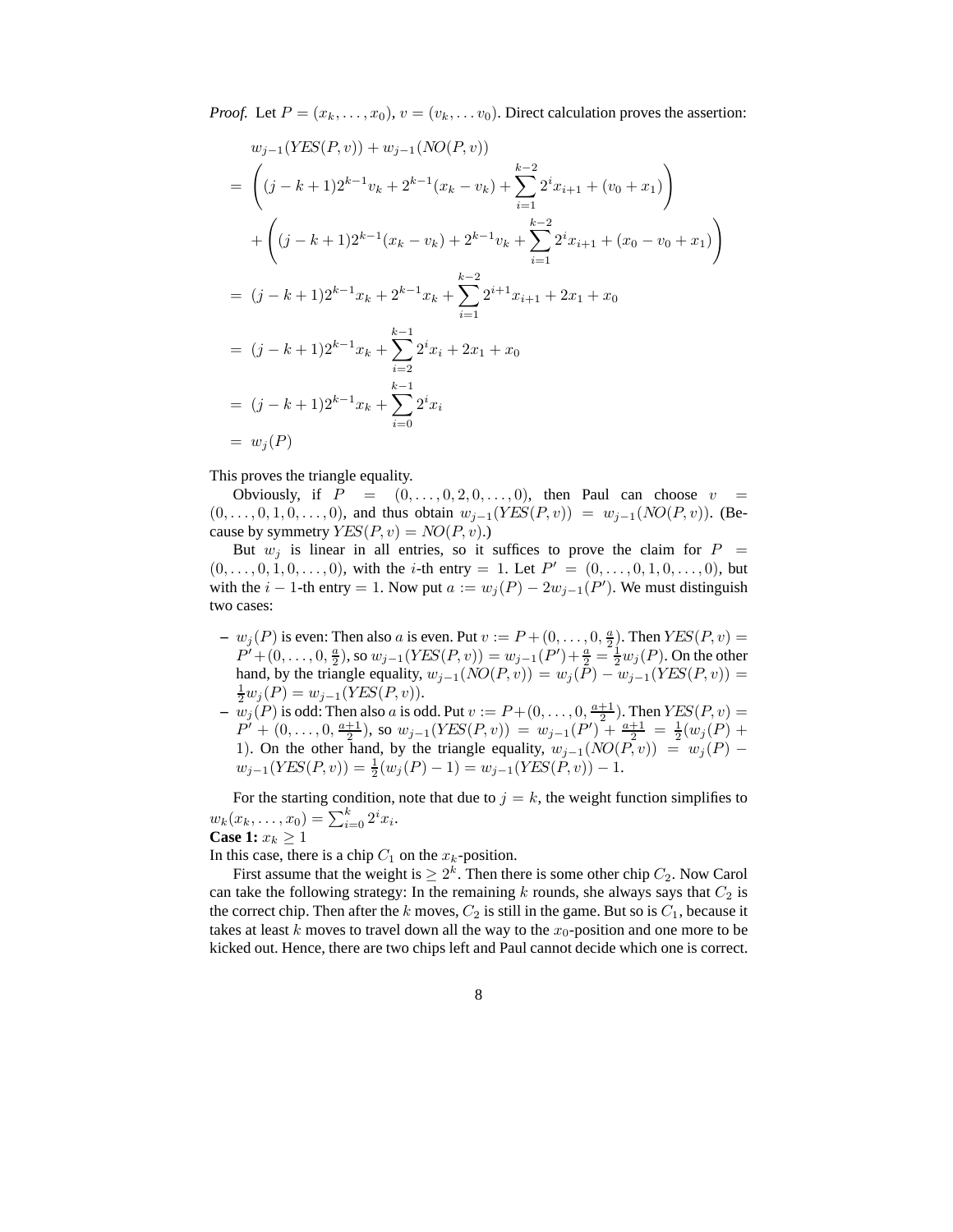*Proof.* Let $P = (x_k, \ldots, x_0)$, $v = (v_k, \ldots v_0)$. Direct calculation proves the assertion:

$$
\begin{aligned}
& w_{j-1}(\mathit{YES}(P,v)) + w_{j-1}(\mathit{NO}(P,v)) \\
&= \left( (j-k+1)2^{k-1}v_k + 2^{k-1}(x_k - v_k) + \sum_{i=1}^{k-2} 2^i x_{i+1} + (v_0 + x_1) \right) \\
&\quad + \left( (j-k+1)2^{k-1}(x_k - v_k) + 2^{k-1}v_k + \sum_{i=1}^{k-2} 2^i x_{i+1} + (x_0 - v_0 + x_1) \right) \\
&= (j-k+1)2^{k-1}x_k + 2^{k-1}x_k + \sum_{i=1}^{k-2} 2^{i+1} x_{i+1} + 2x_1 + x_0 \\
&= (j-k+1)2^{k-1}x_k + \sum_{i=2}^{k-1} 2^i x_i + 2x_1 + x_0 \\
&= (j-k+1)2^{k-1}x_k + \sum_{i=0}^{k-1} 2^i x_i \\
&= w_j(P)
\end{aligned}
$$

This proves the triangle equality.

Obviously, if $P = (0, \ldots, 0, 2, 0, \ldots, 0)$, then Paul can choose $v = (0, \ldots, 0, 1, 0, \ldots, 0)$, and thus obtain $w_{j-1}(\mathit{YES}(P,v)) = w_{j-1}(\mathit{NO}(P,v))$. (Because by symmetry $\mathit{YES}(P,v) = \mathit{NO}(P,v)$.)

But $w_j$ is linear in all entries, so it suffices to prove the claim for $P = (0, \ldots, 0, 1, 0, \ldots, 0)$, with the $i$-th entry $= 1$. Let $P' = (0, \ldots, 0, 1, 0, \ldots, 0)$, but with the $i-1$-th entry $= 1$. Now put $a := w_j(P) - 2w_{j-1}(P')$. We must distinguish two cases:

- $w_j(P)$ is even: Then also $a$ is even. Put $v := P + (0, \ldots, 0, \frac{a}{2})$. Then $\mathit{YES}(P,v) = P' + (0, \ldots, 0, \frac{a}{2})$, so $w_{j-1}(\mathit{YES}(P,v)) = w_{j-1}(P') + \frac{a}{2} = \frac{1}{2}w_j(P)$. On the other hand, by the triangle equality, $w_{j-1}(\mathit{NO}(P,v)) = w_j(P) - w_{j-1}(\mathit{YES}(P,v)) = \frac{1}{2}w_j(P) = w_{j-1}(\mathit{YES}(P,v))$.
- $w_j(P)$ is odd: Then also $a$ is odd. Put $v := P + (0, \ldots, 0, \frac{a+1}{2})$. Then $\mathit{YES}(P,v) = P' + (0, \ldots, 0, \frac{a+1}{2})$, so $w_{j-1}(\mathit{YES}(P,v)) = w_{j-1}(P') + \frac{a+1}{2} = \frac{1}{2}(w_j(P) + 1)$. On the other hand, by the triangle equality, $w_{j-1}(\mathit{NO}(P,v)) = w_j(P) - w_{j-1}(\mathit{YES}(P,v)) = \frac{1}{2}(w_j(P) - 1) = w_{j-1}(\mathit{YES}(P,v)) - 1$.

For the starting condition, note that due to $j = k$, the weight function simplifies to $w_k(x_k, \ldots, x_0) = \sum_{i=0}^{k} 2^i x_i$.

**Case 1:** $x_k \geq 1$

In this case, there is a chip $C_1$ on the $x_k$-position.

First assume that the weight is $\geq 2^k$. Then there is some other chip $C_2$. Now Carol can take the following strategy: In the remaining $k$ rounds, she always says that $C_2$ is the correct chip. Then after the $k$ moves, $C_2$ is still in the game. But so is $C_1$, because it takes at least $k$ moves to travel down all the way to the $x_0$-position and one more to be kicked out. Hence, there are two chips left and Paul cannot decide which one is correct.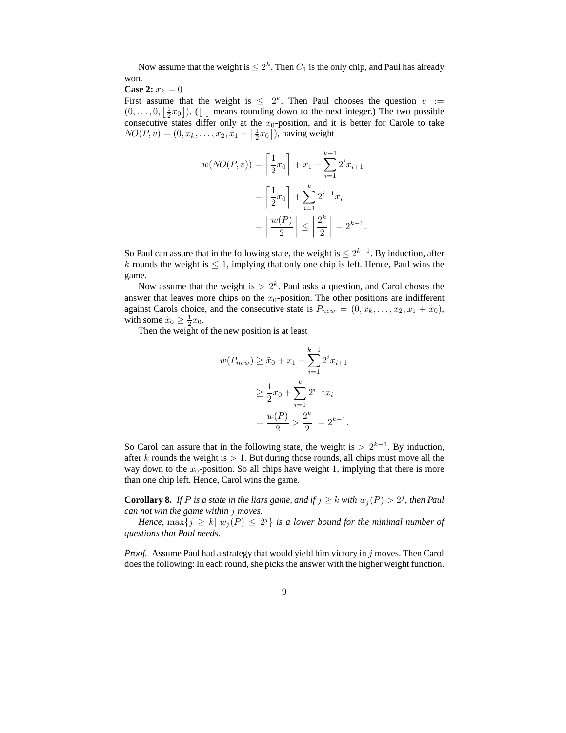Now assume that the weight is $\leq 2^k$. Then $C_1$ is the only chip, and Paul has already won.

**Case 2:** $x_k = 0$

First assume that the weight is $\leq 2^k$. Then Paul chooses the question $v := (0, \ldots, 0, \lfloor \frac{1}{2}x_0 \rfloor)$. ($\lfloor\ \rfloor$ means rounding down to the next integer.) The two possible consecutive states differ only at the $x_0$-position, and it is better for Carole to take $NO(P, v) = (0, x_k, \ldots, x_2, x_1 + \lceil \frac{1}{2}x_0 \rceil)$, having weight

$$
\begin{aligned}
w(NO(P, v)) &= \left\lceil \frac{1}{2}x_0 \right\rceil + x_1 + \sum_{i=1}^{k-1} 2^i x_{i+1} \\
&= \left\lceil \frac{1}{2}x_0 \right\rceil + \sum_{i=1}^{k} 2^{i-1} x_i \\
&= \left\lceil \frac{w(P)}{2} \right\rceil \leq \left\lceil \frac{2^k}{2} \right\rceil = 2^{k-1}.
\end{aligned}
$$

So Paul can assure that in the following state, the weight is $\leq 2^{k-1}$. By induction, after $k$ rounds the weight is $\leq 1$, implying that only one chip is left. Hence, Paul wins the game.

Now assume that the weight is $> 2^k$. Paul asks a question, and Carol choses the answer that leaves more chips on the $x_0$-position. The other positions are indifferent against Carols choice, and the consecutive state is $P_{new} = (0, x_k, \ldots, x_2, x_1 + \tilde{x}_0)$, with some $\tilde{x}_0 \geq \frac{1}{2}x_0$.

Then the weight of the new position is at least

$$
\begin{aligned}
w(P_{new}) &\geq \tilde{x}_0 + x_1 + \sum_{i=1}^{k-1} 2^i x_{i+1} \\
&\geq \frac{1}{2}x_0 + \sum_{i=1}^{k} 2^{i-1} x_i \\
&= \frac{w(P)}{2} > \frac{2^k}{2} = 2^{k-1}.
\end{aligned}
$$

So Carol can assure that in the following state, the weight is $> 2^{k-1}$. By induction, after $k$ rounds the weight is $> 1$. But during those rounds, all chips must move all the way down to the $x_0$-position. So all chips have weight 1, implying that there is more than one chip left. Hence, Carol wins the game.

**Corollary 8.** *If $P$ is a state in the liars game, and if $j \geq k$ with $w_j(P) > 2^j$, then Paul can not win the game within $j$ moves.*

*Hence, $\max\{j \geq k | \ w_j(P) \leq 2^j\}$ is a lower bound for the minimal number of questions that Paul needs.*

*Proof.* Assume Paul had a strategy that would yield him victory in $j$ moves. Then Carol does the following: In each round, she picks the answer with the higher weight function.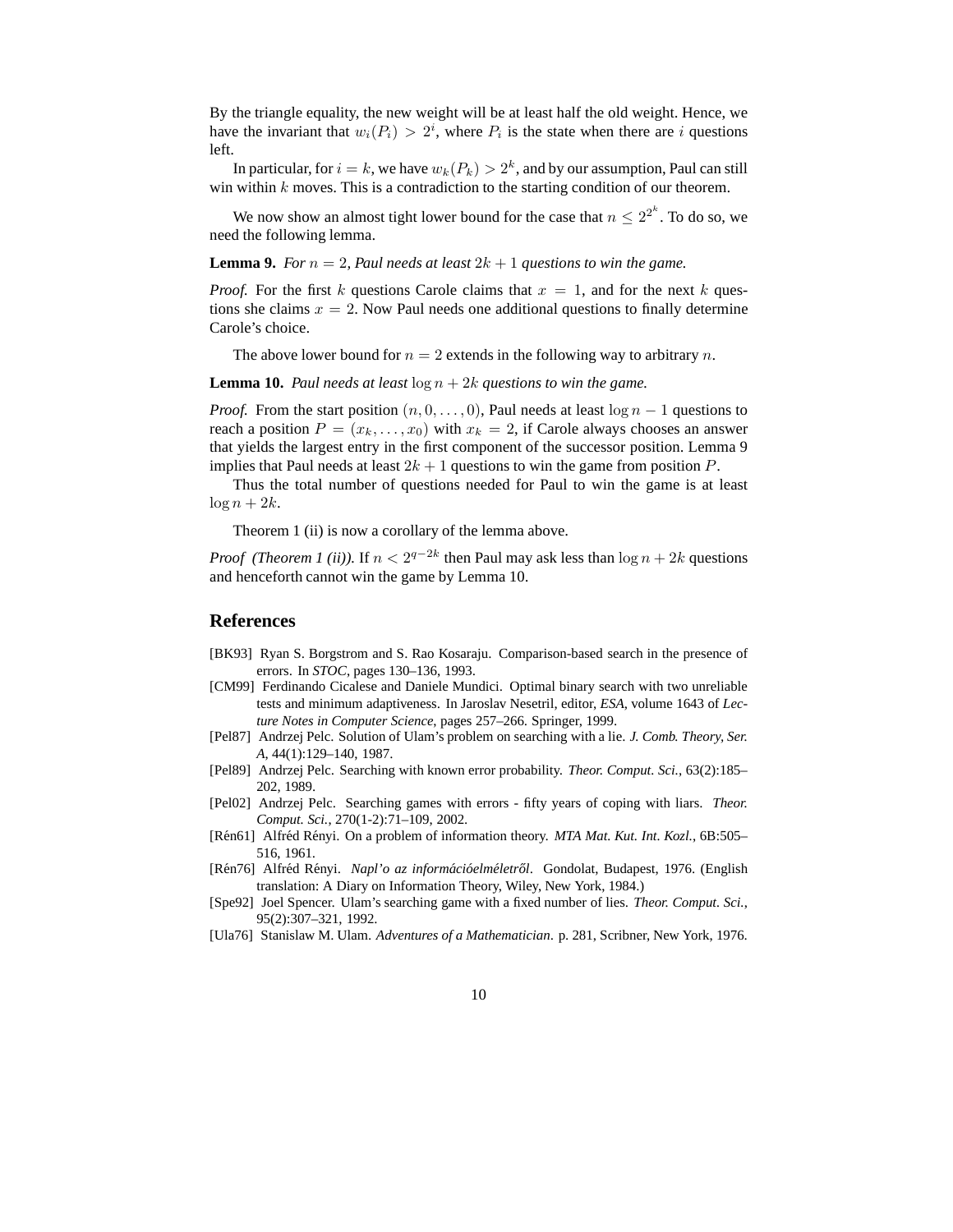By the triangle equality, the new weight will be at least half the old weight. Hence, we have the invariant that $w_i(P_i) > 2^i$, where $P_i$ is the state when there are $i$ questions left.

In particular, for $i = k$, we have $w_k(P_k) > 2^k$, and by our assumption, Paul can still win within $k$ moves. This is a contradiction to the starting condition of our theorem.

We now show an almost tight lower bound for the case that $n \leq 2^{2^k}$. To do so, we need the following lemma.

**Lemma 9.** *For $n = 2$, Paul needs at least $2k + 1$ questions to win the game.*

*Proof.* For the first $k$ questions Carole claims that $x = 1$, and for the next $k$ questions she claims $x = 2$. Now Paul needs one additional questions to finally determine Carole's choice.

The above lower bound for $n = 2$ extends in the following way to arbitrary $n$.

**Lemma 10.** *Paul needs at least $\log n + 2k$ questions to win the game.*

*Proof.* From the start position $(n, 0, \ldots, 0)$, Paul needs at least $\log n - 1$ questions to reach a position $P = (x_k, \ldots, x_0)$ with $x_k = 2$, if Carole always chooses an answer that yields the largest entry in the first component of the successor position. Lemma 9 implies that Paul needs at least $2k + 1$ questions to win the game from position $P$.

Thus the total number of questions needed for Paul to win the game is at least $\log n + 2k$.

Theorem 1 (ii) is now a corollary of the lemma above.

*Proof (Theorem 1 (ii)).* If $n < 2^{q-2k}$ then Paul may ask less than $\log n + 2k$ questions and henceforth cannot win the game by Lemma 10.

## References

[BK93] Ryan S. Borgstrom and S. Rao Kosaraju. Comparison-based search in the presence of errors. In *STOC*, pages 130–136, 1993.

[CM99] Ferdinando Cicalese and Daniele Mundici. Optimal binary search with two unreliable tests and minimum adaptiveness. In Jaroslav Nesetril, editor, *ESA*, volume 1643 of *Lecture Notes in Computer Science*, pages 257–266. Springer, 1999.

[Pel87] Andrzej Pelc. Solution of Ulam's problem on searching with a lie. *J. Comb. Theory, Ser. A*, 44(1):129–140, 1987.

[Pel89] Andrzej Pelc. Searching with known error probability. *Theor. Comput. Sci.*, 63(2):185–202, 1989.

[Pel02] Andrzej Pelc. Searching games with errors - fifty years of coping with liars. *Theor. Comput. Sci.*, 270(1-2):71–109, 2002.

[Rén61] Alfréd Rényi. On a problem of information theory. *MTA Mat. Kut. Int. Kozl.*, 6B:505–516, 1961.

[Rén76] Alfréd Rényi. *Napl'o az információelméletről*. Gondolat, Budapest, 1976. (English translation: A Diary on Information Theory, Wiley, New York, 1984.)

[Spe92] Joel Spencer. Ulam's searching game with a fixed number of lies. *Theor. Comput. Sci.*, 95(2):307–321, 1992.

[Ula76] Stanislaw M. Ulam. *Adventures of a Mathematician*. p. 281, Scribner, New York, 1976.